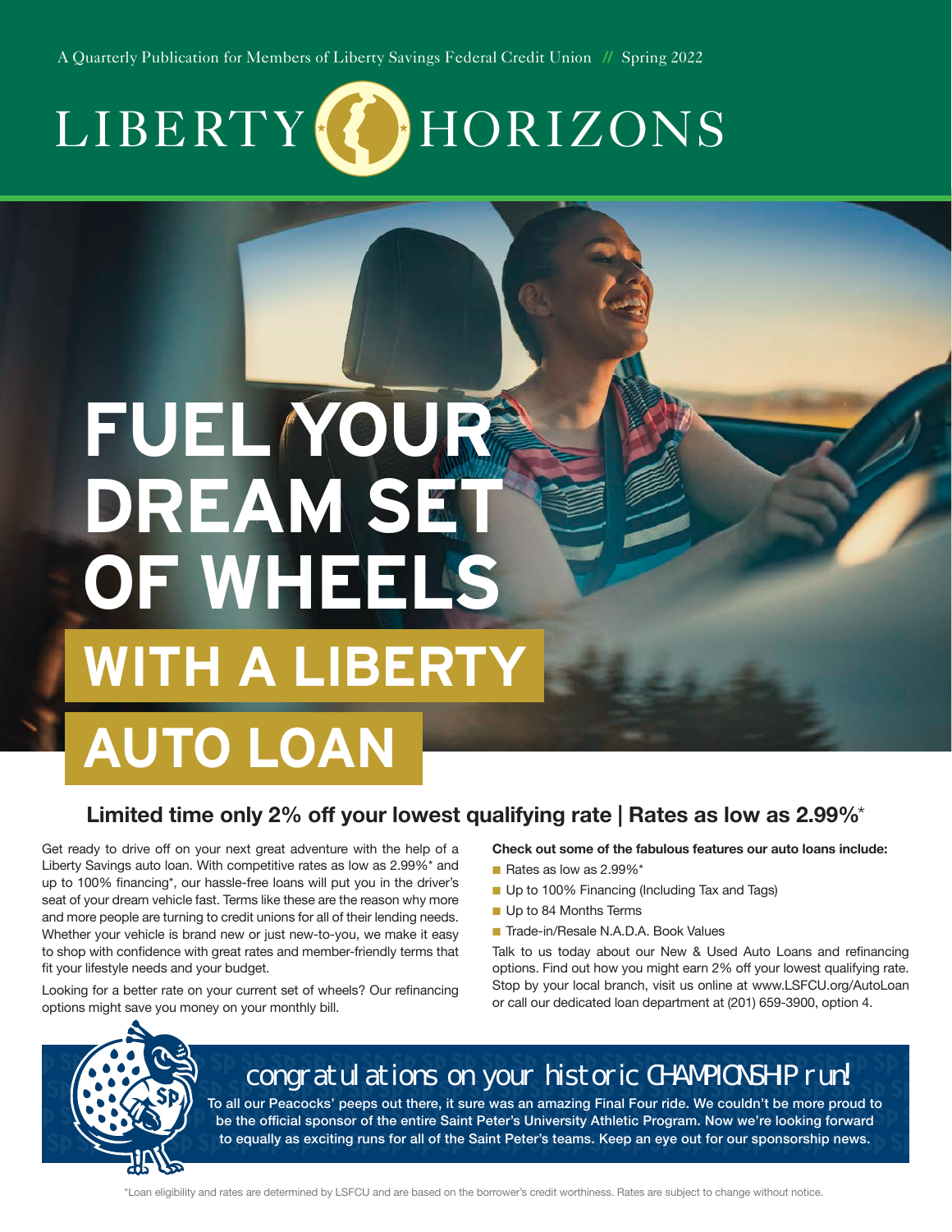A Quarterly Publication for Members of Liberty Savings Federal Credit Union // Spring 2022

# LIBERTY HORIZONS

# FUEL YOUR DREAM SET OF WHEELS WITH A LIBERTY AUTO LOAN

## Limited time only 2% off your lowest qualifying rate | Rates as low as 2.99%*

Get ready to drive off on your next great adventure with the help of a Liberty Savings auto loan. With competitive rates as low as 2.99%* and up to 100% financing*, our hassle-free loans will put you in the driver's seat of your dream vehicle fast. Terms like these are the reason why more and more people are turning to credit unions for all of their lending needs. Whether your vehicle is brand new or just new-to-you, we make it easy to shop with confidence with great rates and member-friendly terms that fit your lifestyle needs and your budget.

Looking for a better rate on your current set of wheels? Our refinancing options might save you money on your monthly bill.

**Check out some of the fabulous features our auto loans include:**

- Rates as low as 2.99%*
- Up to 100% Financing (Including Tax and Tags)
- Up to 84 Months Terms
- Trade-in/Resale N.A.D.A. Book Values

Talk to us today about our New & Used Auto Loans and refinancing options. Find out how you might earn 2% off your lowest qualifying rate. Stop by your local branch, visit us online at www.LSFCU.org/AutoLoan or call our dedicated loan department at (201) 659-3900, option 4.

## congratulations on your historic CHAMPIONSHIP run!

To all our Peacocks' peeps out there, it sure was an amazing Final Four ride. We couldn't be more proud to be the official sponsor of the entire Saint Peter's University Athletic Program. Now we're looking forward to equally as exciting runs for all of the Saint Peter's teams. Keep an eye out for our sponsorship news.

*Loan eligibility and rates are determined by LSFCU and are based on the borrower's credit worthiness. Rates are subject to change without notice.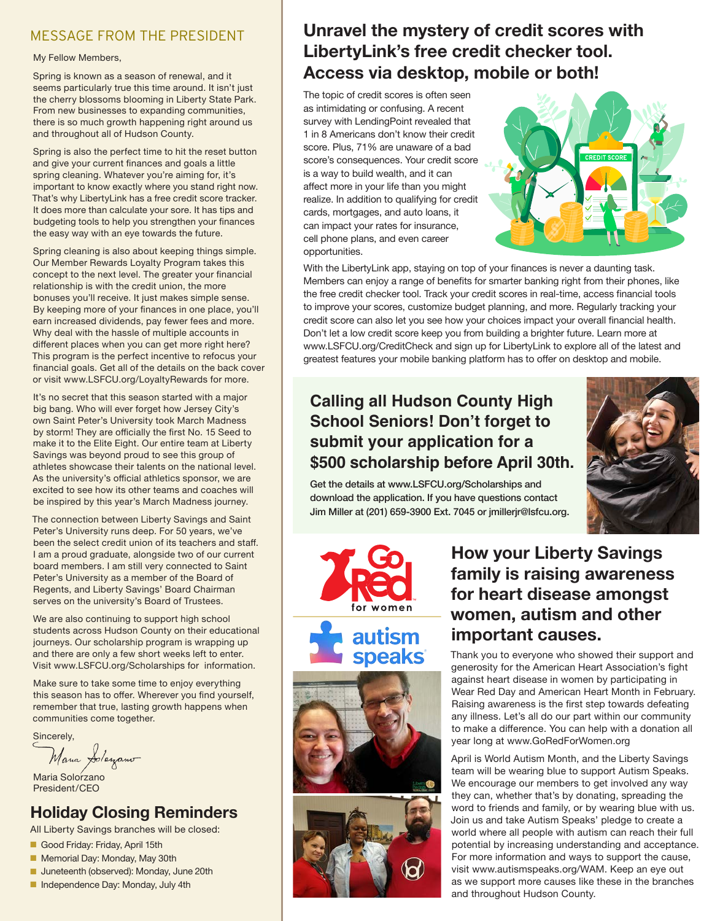## MESSAGE FROM THE PRESIDENT

My Fellow Members,

Spring is known as a season of renewal, and it seems particularly true this time around. It isn't just the cherry blossoms blooming in Liberty State Park. From new businesses to expanding communities, there is so much growth happening right around us and throughout all of Hudson County.

Spring is also the perfect time to hit the reset button and give your current finances and goals a little spring cleaning. Whatever you're aiming for, it's important to know exactly where you stand right now. That's why LibertyLink has a free credit score tracker. It does more than calculate your sore. It has tips and budgeting tools to help you strengthen your finances the easy way with an eye towards the future.

Spring cleaning is also about keeping things simple. Our Member Rewards Loyalty Program takes this concept to the next level. The greater your financial relationship is with the credit union, the more bonuses you'll receive. It just makes simple sense. By keeping more of your finances in one place, you'll earn increased dividends, pay fewer fees and more. Why deal with the hassle of multiple accounts in different places when you can get more right here? This program is the perfect incentive to refocus your financial goals. Get all of the details on the back cover or visit www.LSFCU.org/LoyaltyRewards for more.

It's no secret that this season started with a major big bang. Who will ever forget how Jersey City's own Saint Peter's University took March Madness by storm! They are officially the first No. 15 Seed to make it to the Elite Eight. Our entire team at Liberty Savings was beyond proud to see this group of athletes showcase their talents on the national level. As the university's official athletics sponsor, we are excited to see how its other teams and coaches will be inspired by this year's March Madness journey.

The connection between Liberty Savings and Saint Peter's University runs deep. For 50 years, we've been the select credit union of its teachers and staff. I am a proud graduate, alongside two of our current board members. I am still very connected to Saint Peter's University as a member of the Board of Regents, and Liberty Savings' Board Chairman serves on the university's Board of Trustees.

We are also continuing to support high school students across Hudson County on their educational journeys. Our scholarship program is wrapping up and there are only a few short weeks left to enter. Visit www.LSFCU.org/Scholarships for information.

Make sure to take some time to enjoy everything this season has to offer. Wherever you find yourself, remember that true, lasting growth happens when communities come together.

Sincerely,

Maria Solorzano
President/CEO

## Holiday Closing Reminders

All Liberty Savings branches will be closed:

- Good Friday: Friday, April 15th
- Memorial Day: Monday, May 30th
- Juneteenth (observed): Monday, June 20th
- Independence Day: Monday, July 4th

## Unravel the mystery of credit scores with LibertyLink's free credit checker tool. Access via desktop, mobile or both!

The topic of credit scores is often seen as intimidating or confusing. A recent survey with LendingPoint revealed that 1 in 8 Americans don't know their credit score. Plus, 71% are unaware of a bad score's consequences. Your credit score is a way to build wealth, and it can affect more in your life than you might realize. In addition to qualifying for credit cards, mortgages, and auto loans, it can impact your rates for insurance, cell phone plans, and even career opportunities.

With the LibertyLink app, staying on top of your finances is never a daunting task. Members can enjoy a range of benefits for smarter banking right from their phones, like the free credit checker tool. Track your credit scores in real-time, access financial tools to improve your scores, customize budget planning, and more. Regularly tracking your credit score can also let you see how your choices impact your overall financial health. Don't let a low credit score keep you from building a brighter future. Learn more at www.LSFCU.org/CreditCheck and sign up for LibertyLink to explore all of the latest and greatest features your mobile banking platform has to offer on desktop and mobile.

## Calling all Hudson County High School Seniors! Don't forget to submit your application for a $500 scholarship before April 30th.

**Get the details at www.LSFCU.org/Scholarships and download the application. If you have questions contact Jim Miller at (201) 659-3900 Ext. 7045 or jmillerjr@lsfcu.org.**

## How your Liberty Savings family is raising awareness for heart disease amongst women, autism and other important causes.

Thank you to everyone who showed their support and generosity for the American Heart Association's fight against heart disease in women by participating in Wear Red Day and American Heart Month in February. Raising awareness is the first step towards defeating any illness. Let's all do our part within our community to make a difference. You can help with a donation all year long at www.GoRedForWomen.org

April is World Autism Month, and the Liberty Savings team will be wearing blue to support Autism Speaks. We encourage our members to get involved any way they can, whether that's by donating, spreading the word to friends and family, or by wearing blue with us. Join us and take Autism Speaks' pledge to create a world where all people with autism can reach their full potential by increasing understanding and acceptance. For more information and ways to support the cause, visit www.autismspeaks.org/WAM. Keep an eye out as we support more causes like these in the branches and throughout Hudson County.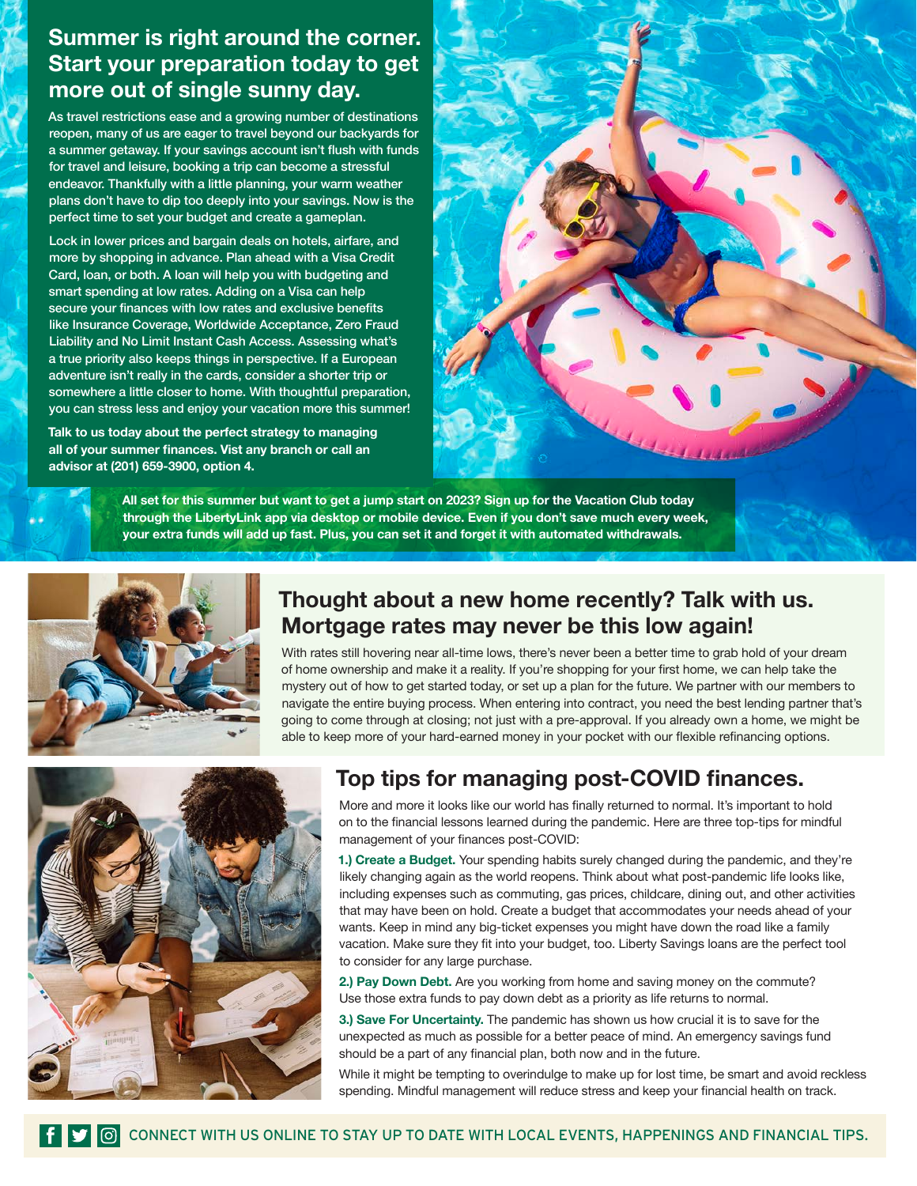## Summer is right around the corner. Start your preparation today to get more out of single sunny day.

As travel restrictions ease and a growing number of destinations reopen, many of us are eager to travel beyond our backyards for a summer getaway. If your savings account isn't flush with funds for travel and leisure, booking a trip can become a stressful endeavor. Thankfully with a little planning, your warm weather plans don't have to dip too deeply into your savings. Now is the perfect time to set your budget and create a gameplan.

Lock in lower prices and bargain deals on hotels, airfare, and more by shopping in advance. Plan ahead with a Visa Credit Card, loan, or both. A loan will help you with budgeting and smart spending at low rates. Adding on a Visa can help secure your finances with low rates and exclusive benefits like Insurance Coverage, Worldwide Acceptance, Zero Fraud Liability and No Limit Instant Cash Access. Assessing what's a true priority also keeps things in perspective. If a European adventure isn't really in the cards, consider a shorter trip or somewhere a little closer to home. With thoughtful preparation, you can stress less and enjoy your vacation more this summer!

**Talk to us today about the perfect strategy to managing all of your summer finances. Vist any branch or call an advisor at (201) 659-3900, option 4.**

**All set for this summer but want to get a jump start on 2023? Sign up for the Vacation Club today through the LibertyLink app via desktop or mobile device. Even if you don't save much every week, your extra funds will add up fast. Plus, you can set it and forget it with automated withdrawals.**

## Thought about a new home recently? Talk with us. Mortgage rates may never be this low again!

With rates still hovering near all-time lows, there's never been a better time to grab hold of your dream of home ownership and make it a reality. If you're shopping for your first home, we can help take the mystery out of how to get started today, or set up a plan for the future. We partner with our members to navigate the entire buying process. When entering into contract, you need the best lending partner that's going to come through at closing; not just with a pre-approval. If you already own a home, we might be able to keep more of your hard-earned money in your pocket with our flexible refinancing options.

## Top tips for managing post-COVID finances.

More and more it looks like our world has finally returned to normal. It's important to hold on to the financial lessons learned during the pandemic. Here are three top-tips for mindful management of your finances post-COVID:

**1.) Create a Budget.** Your spending habits surely changed during the pandemic, and they're likely changing again as the world reopens. Think about what post-pandemic life looks like, including expenses such as commuting, gas prices, childcare, dining out, and other activities that may have been on hold. Create a budget that accommodates your needs ahead of your wants. Keep in mind any big-ticket expenses you might have down the road like a family vacation. Make sure they fit into your budget, too. Liberty Savings loans are the perfect tool to consider for any large purchase.

**2.) Pay Down Debt.** Are you working from home and saving money on the commute? Use those extra funds to pay down debt as a priority as life returns to normal.

**3.) Save For Uncertainty.** The pandemic has shown us how crucial it is to save for the unexpected as much as possible for a better peace of mind. An emergency savings fund should be a part of any financial plan, both now and in the future.

While it might be tempting to overindulge to make up for lost time, be smart and avoid reckless spending. Mindful management will reduce stress and keep your financial health on track.

CONNECT WITH US ONLINE TO STAY UP TO DATE WITH LOCAL EVENTS, HAPPENINGS AND FINANCIAL TIPS.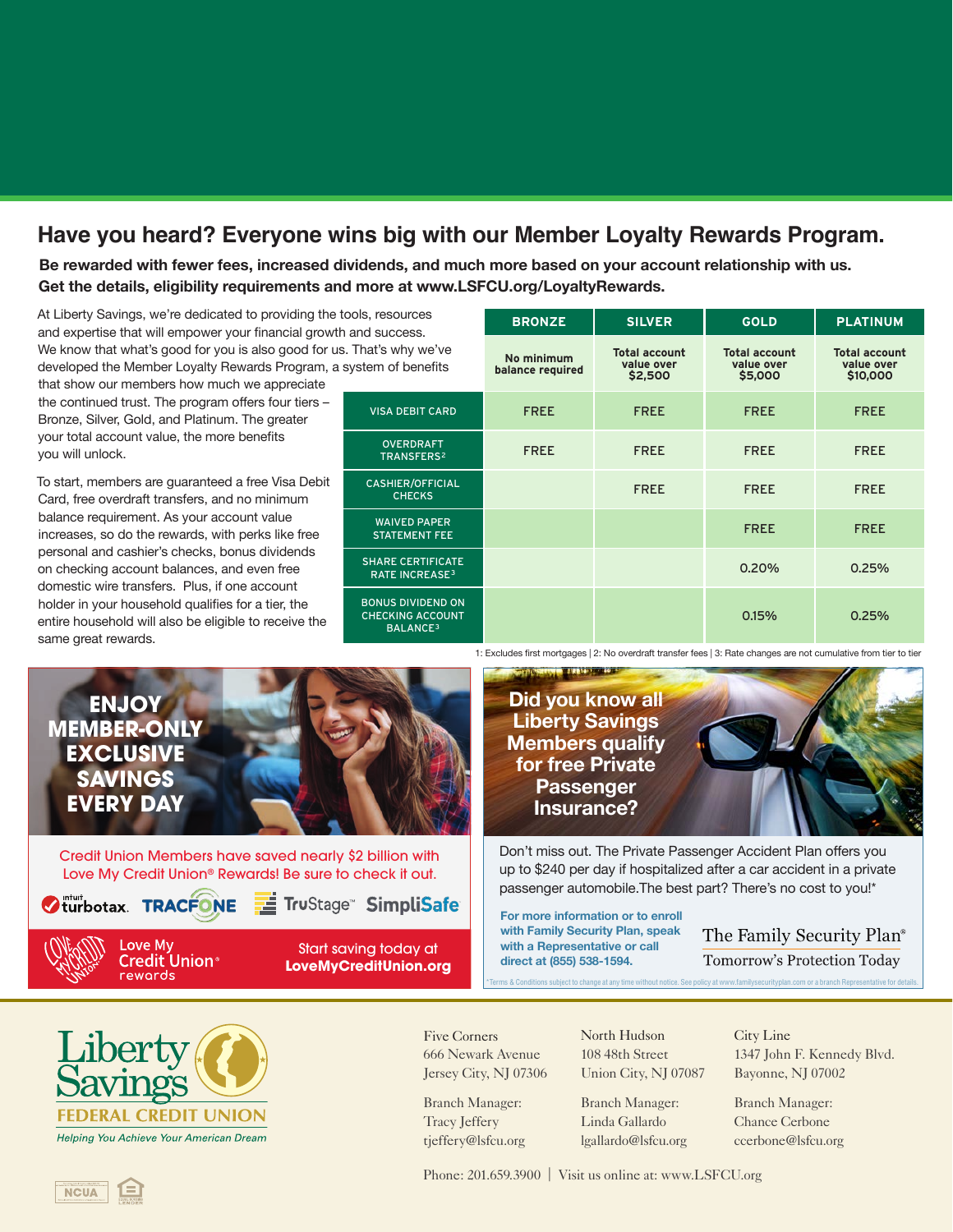# Have you heard? Everyone wins big with our Member Loyalty Rewards Program.

**Be rewarded with fewer fees, increased dividends, and much more based on your account relationship with us. Get the details, eligibility requirements and more at www.LSFCU.org/LoyaltyRewards.**

At Liberty Savings, we're dedicated to providing the tools, resources and expertise that will empower your financial growth and success. We know that what's good for you is also good for us. That's why we've developed the Member Loyalty Rewards Program, a system of benefits that show our members how much we appreciate the continued trust. The program offers four tiers – Bronze, Silver, Gold, and Platinum. The greater your total account value, the more benefits you will unlock.

To start, members are guaranteed a free Visa Debit Card, free overdraft transfers, and no minimum balance requirement. As your account value increases, so do the rewards, with perks like free personal and cashier's checks, bonus dividends on checking account balances, and even free domestic wire transfers. Plus, if one account holder in your household qualifies for a tier, the entire household will also be eligible to receive the same great rewards.

| | BRONZE | SILVER | GOLD | PLATINUM |
|---|---|---|---|---|
| | No minimum balance required | Total account value over $2,500 | Total account value over $5,000 | Total account value over $10,000 |
| VISA DEBIT CARD | FREE | FREE | FREE | FREE |
| OVERDRAFT TRANSFERS[2] | FREE | FREE | FREE | FREE |
| CASHIER/OFFICIAL CHECKS | | FREE | FREE | FREE |
| WAIVED PAPER STATEMENT FEE | | | FREE | FREE |
| SHARE CERTIFICATE RATE INCREASE[3] | | | 0.20% | 0.25% |
| BONUS DIVIDEND ON CHECKING ACCOUNT BALANCE[3] | | | 0.15% | 0.25% |

1: Excludes first mortgages | 2: No overdraft transfer fees | 3: Rate changes are not cumulative from tier to tier

**ENJOY MEMBER-ONLY EXCLUSIVE SAVINGS EVERY DAY**

Credit Union Members have saved nearly $2 billion with Love My Credit Union® Rewards! Be sure to check it out.

intuit turbotax. TRACFONE TruStage™ SimpliSafe

Love My Credit Union® rewards

Start saving today at **LoveMyCreditUnion.org**

**Did you know all Liberty Savings Members qualify for free Private Passenger Insurance?**

Don't miss out. The Private Passenger Accident Plan offers you up to $240 per day if hospitalized after a car accident in a private passenger automobile. The best part? There's no cost to you!*

**For more information or to enroll with Family Security Plan, speak with a Representative or call direct at (855) 538-1594.**

The Family Security Plan®
Tomorrow's Protection Today

*Terms & Conditions subject to change at any time without notice. See policy at www.familysecurityplan.com or a branch Representative for details.

Liberty Savings FEDERAL CREDIT UNION
*Helping You Achieve Your American Dream*

Five Corners
666 Newark Avenue
Jersey City, NJ 07306

Branch Manager:
Tracy Jeffery
tjeffery@lsfcu.org

North Hudson
108 48th Street
Union City, NJ 07087

Branch Manager:
Linda Gallardo
lgallardo@lsfcu.org

City Line
1347 John F. Kennedy Blvd.
Bayonne, NJ 07002

Branch Manager:
Chance Cerbone
ccerbone@lsfcu.org

Phone: 201.659.3900 | Visit us online at: www.LSFCU.org

NCUA